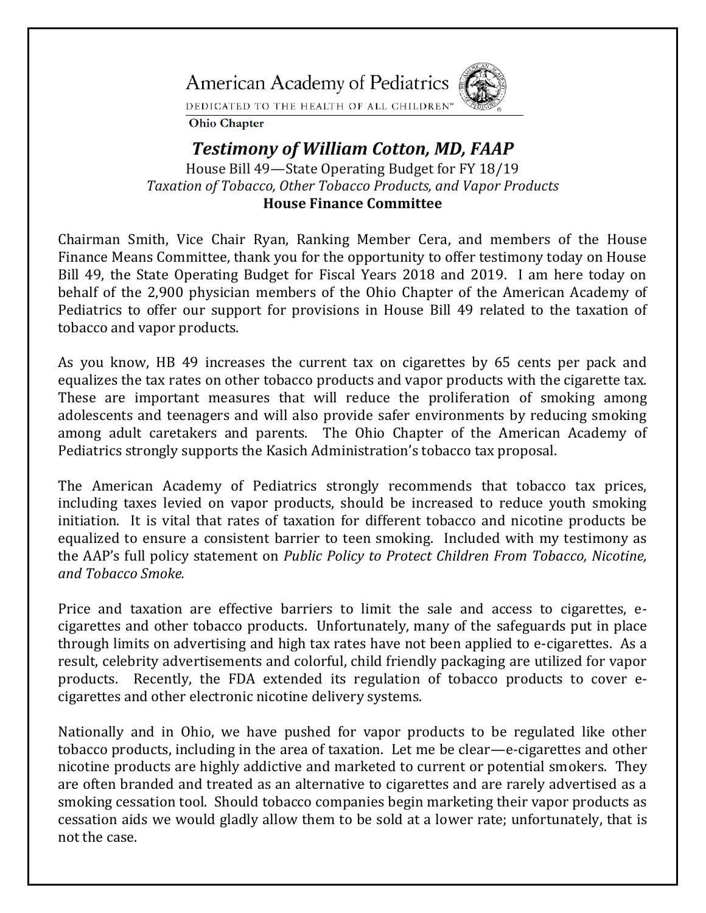American Academy of Pediatrics

DEDICATED TO THE HEALTH OF ALL CHILDREN™

**Ohio Chapter**

## *Testimony of William Cotton, MD, FAAP*

House Bill 49—State Operating Budget for FY 18/19

*Taxation of Tobacco, Other Tobacco Products, and Vapor Products*

**House Finance Committee**

Chairman Smith, Vice Chair Ryan, Ranking Member Cera, and members of the House Finance Means Committee, thank you for the opportunity to offer testimony today on House Bill 49, the State Operating Budget for Fiscal Years 2018 and 2019. I am here today on behalf of the 2,900 physician members of the Ohio Chapter of the American Academy of Pediatrics to offer our support for provisions in House Bill 49 related to the taxation of tobacco and vapor products.

As you know, HB 49 increases the current tax on cigarettes by 65 cents per pack and equalizes the tax rates on other tobacco products and vapor products with the cigarette tax. These are important measures that will reduce the proliferation of smoking among adolescents and teenagers and will also provide safer environments by reducing smoking among adult caretakers and parents. The Ohio Chapter of the American Academy of Pediatrics strongly supports the Kasich Administration's tobacco tax proposal.

The American Academy of Pediatrics strongly recommends that tobacco tax prices, including taxes levied on vapor products, should be increased to reduce youth smoking initiation. It is vital that rates of taxation for different tobacco and nicotine products be equalized to ensure a consistent barrier to teen smoking. Included with my testimony as the AAP's full policy statement on *Public Policy to Protect Children From Tobacco, Nicotine, and Tobacco Smoke.*

Price and taxation are effective barriers to limit the sale and access to cigarettes, e-cigarettes and other tobacco products. Unfortunately, many of the safeguards put in place through limits on advertising and high tax rates have not been applied to e-cigarettes. As a result, celebrity advertisements and colorful, child friendly packaging are utilized for vapor products. Recently, the FDA extended its regulation of tobacco products to cover e-cigarettes and other electronic nicotine delivery systems.

Nationally and in Ohio, we have pushed for vapor products to be regulated like other tobacco products, including in the area of taxation. Let me be clear—e-cigarettes and other nicotine products are highly addictive and marketed to current or potential smokers. They are often branded and treated as an alternative to cigarettes and are rarely advertised as a smoking cessation tool. Should tobacco companies begin marketing their vapor products as cessation aids we would gladly allow them to be sold at a lower rate; unfortunately, that is not the case.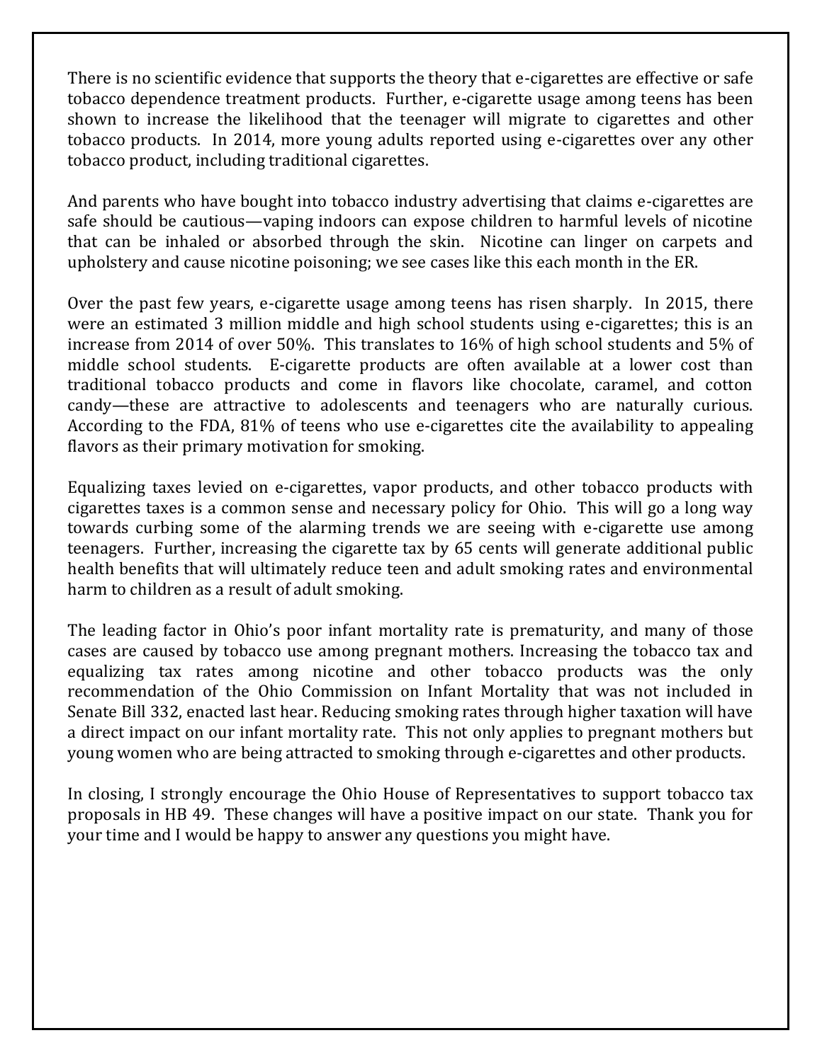There is no scientific evidence that supports the theory that e-cigarettes are effective or safe tobacco dependence treatment products. Further, e-cigarette usage among teens has been shown to increase the likelihood that the teenager will migrate to cigarettes and other tobacco products. In 2014, more young adults reported using e-cigarettes over any other tobacco product, including traditional cigarettes.

And parents who have bought into tobacco industry advertising that claims e-cigarettes are safe should be cautious—vaping indoors can expose children to harmful levels of nicotine that can be inhaled or absorbed through the skin. Nicotine can linger on carpets and upholstery and cause nicotine poisoning; we see cases like this each month in the ER.

Over the past few years, e-cigarette usage among teens has risen sharply. In 2015, there were an estimated 3 million middle and high school students using e-cigarettes; this is an increase from 2014 of over 50%. This translates to 16% of high school students and 5% of middle school students. E-cigarette products are often available at a lower cost than traditional tobacco products and come in flavors like chocolate, caramel, and cotton candy—these are attractive to adolescents and teenagers who are naturally curious. According to the FDA, 81% of teens who use e-cigarettes cite the availability to appealing flavors as their primary motivation for smoking.

Equalizing taxes levied on e-cigarettes, vapor products, and other tobacco products with cigarettes taxes is a common sense and necessary policy for Ohio. This will go a long way towards curbing some of the alarming trends we are seeing with e-cigarette use among teenagers. Further, increasing the cigarette tax by 65 cents will generate additional public health benefits that will ultimately reduce teen and adult smoking rates and environmental harm to children as a result of adult smoking.

The leading factor in Ohio's poor infant mortality rate is prematurity, and many of those cases are caused by tobacco use among pregnant mothers. Increasing the tobacco tax and equalizing tax rates among nicotine and other tobacco products was the only recommendation of the Ohio Commission on Infant Mortality that was not included in Senate Bill 332, enacted last hear. Reducing smoking rates through higher taxation will have a direct impact on our infant mortality rate. This not only applies to pregnant mothers but young women who are being attracted to smoking through e-cigarettes and other products.

In closing, I strongly encourage the Ohio House of Representatives to support tobacco tax proposals in HB 49. These changes will have a positive impact on our state. Thank you for your time and I would be happy to answer any questions you might have.